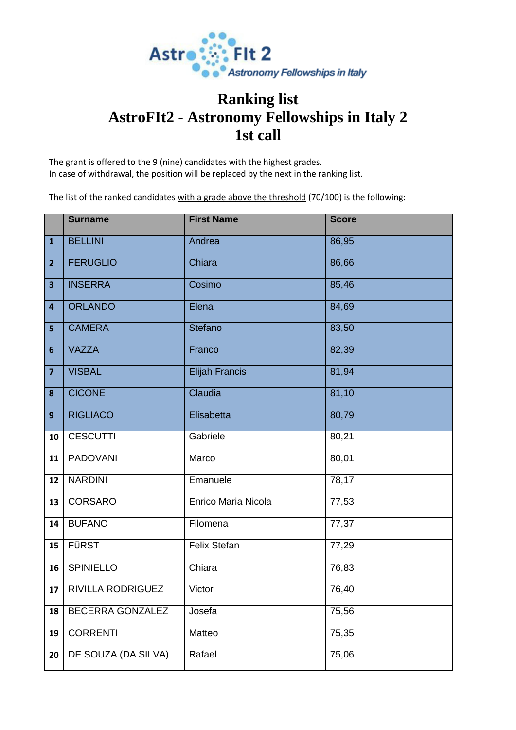AstroFIt 2 — *Astronomy Fellowships in Italy*

# Ranking list
# AstroFIt2 - Astronomy Fellowships in Italy 2
# 1st call

The grant is offered to the 9 (nine) candidates with the highest grades.
In case of withdrawal, the position will be replaced by the next in the ranking list.

The list of the ranked candidates with a grade above the threshold (70/100) is the following:

| | Surname | First Name | Score |
|---|---|---|---|
| 1 | BELLINI | Andrea | 86,95 |
| 2 | FERUGLIO | Chiara | 86,66 |
| 3 | INSERRA | Cosimo | 85,46 |
| 4 | ORLANDO | Elena | 84,69 |
| 5 | CAMERA | Stefano | 83,50 |
| 6 | VAZZA | Franco | 82,39 |
| 7 | VISBAL | Elijah Francis | 81,94 |
| 8 | CICONE | Claudia | 81,10 |
| 9 | RIGLIACO | Elisabetta | 80,79 |
| 10 | CESCUTTI | Gabriele | 80,21 |
| 11 | PADOVANI | Marco | 80,01 |
| 12 | NARDINI | Emanuele | 78,17 |
| 13 | CORSARO | Enrico Maria Nicola | 77,53 |
| 14 | BUFANO | Filomena | 77,37 |
| 15 | FÜRST | Felix Stefan | 77,29 |
| 16 | SPINIELLO | Chiara | 76,83 |
| 17 | RIVILLA RODRIGUEZ | Victor | 76,40 |
| 18 | BECERRA GONZALEZ | Josefa | 75,56 |
| 19 | CORRENTI | Matteo | 75,35 |
| 20 | DE SOUZA (DA SILVA) | Rafael | 75,06 |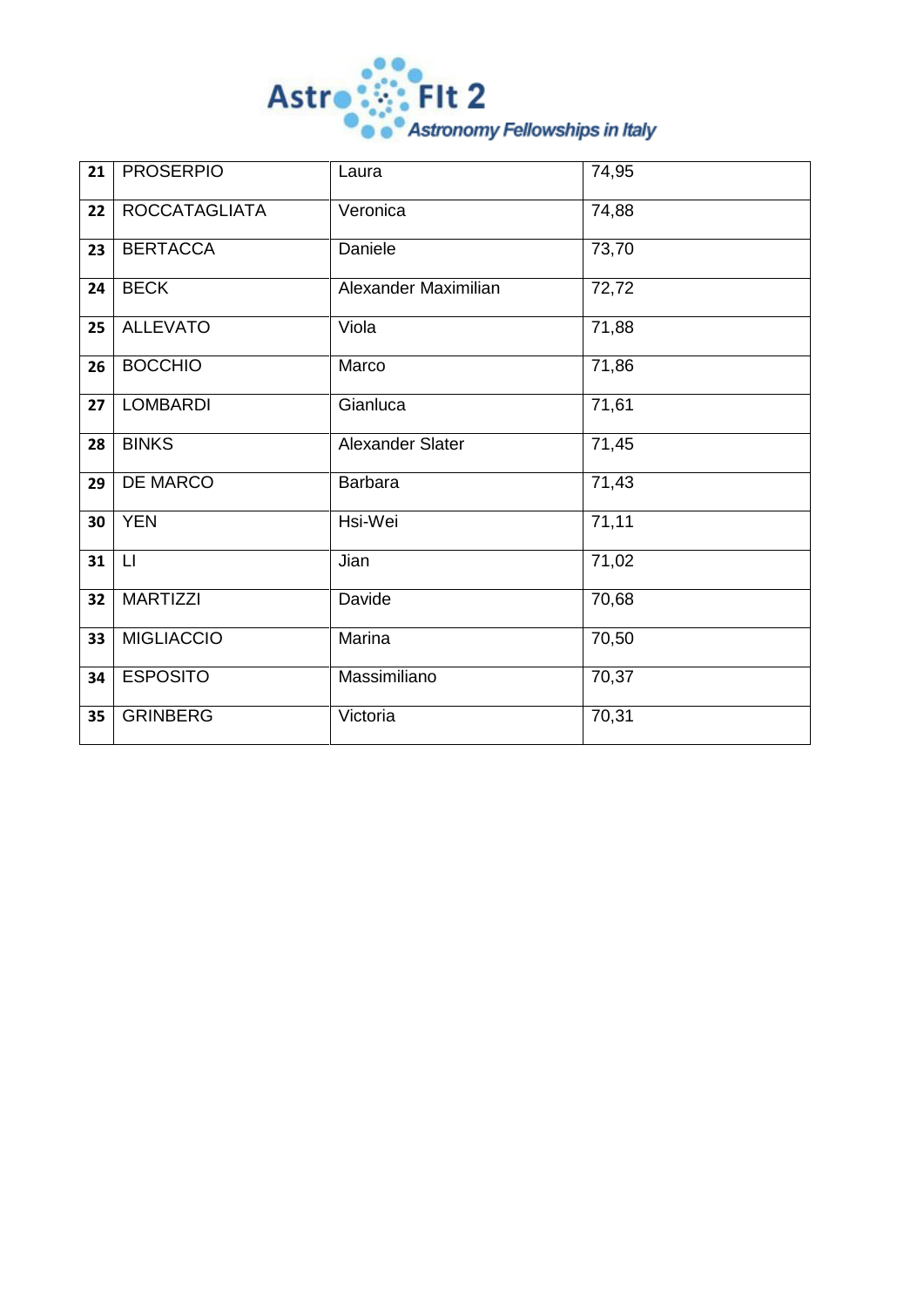| | | | |
|---|---|---|---|
| **21** | PROSERPIO | Laura | 74,95 |
| **22** | ROCCATAGLIATA | Veronica | 74,88 |
| **23** | BERTACCA | Daniele | 73,70 |
| **24** | BECK | Alexander Maximilian | 72,72 |
| **25** | ALLEVATO | Viola | 71,88 |
| **26** | BOCCHIO | Marco | 71,86 |
| **27** | LOMBARDI | Gianluca | 71,61 |
| **28** | BINKS | Alexander Slater | 71,45 |
| **29** | DE MARCO | Barbara | 71,43 |
| **30** | YEN | Hsi-Wei | 71,11 |
| **31** | LI | Jian | 71,02 |
| **32** | MARTIZZI | Davide | 70,68 |
| **33** | MIGLIACCIO | Marina | 70,50 |
| **34** | ESPOSITO | Massimiliano | 70,37 |
| **35** | GRINBERG | Victoria | 70,31 |